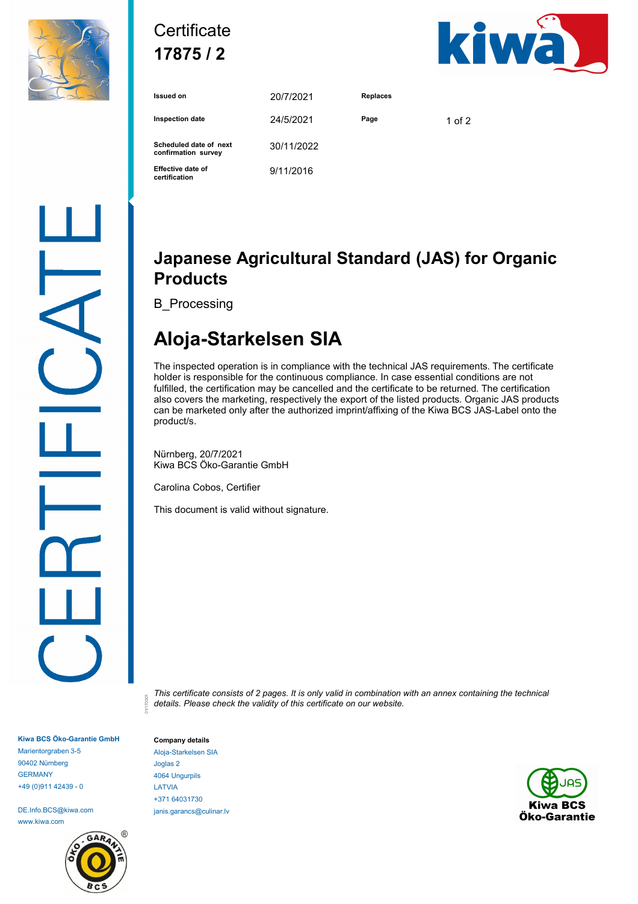Certificate
**17875 / 2**

| Issued on | 20/7/2021 | Replaces | |
|---|---|---|---|
| Inspection date | 24/5/2021 | Page | 1 of 2 |
| Scheduled date of next confirmation survey | 30/11/2022 | | |
| Effective date of certification | 9/11/2016 | | |

CERTIFICATE

# Japanese Agricultural Standard (JAS) for Organic Products

B_Processing

# Aloja-Starkelsen SIA

The inspected operation is in compliance with the technical JAS requirements. The certificate holder is responsible for the continuous compliance. In case essential conditions are not fulfilled, the certification may be cancelled and the certificate to be returned. The certification also covers the marketing, respectively the export of the listed products. Organic JAS products can be marketed only after the authorized imprint/affixing of the Kiwa BCS JAS-Label onto the product/s.

Nürnberg, 20/7/2021
Kiwa BCS Öko-Garantie GmbH

Carolina Cobos, Certifier

This document is valid without signature.

*This certificate consists of 2 pages. It is only valid in combination with an annex containing the technical details. Please check the validity of this certificate on our website.*

01170301

**Kiwa BCS Öko-Garantie GmbH**
Marientorgraben 3-5
90402 Nürnberg
GERMANY
+49 (0)911 42439 - 0

DE.Info.BCS@kiwa.com
www.kiwa.com

**Company details**
Aloja-Starkelsen SIA
Joglas 2
4064 Ungurpils
LATVIA
+371 64031730
janis.garancs@culinar.lv

JAS
Kiwa BCS
Öko-Garantie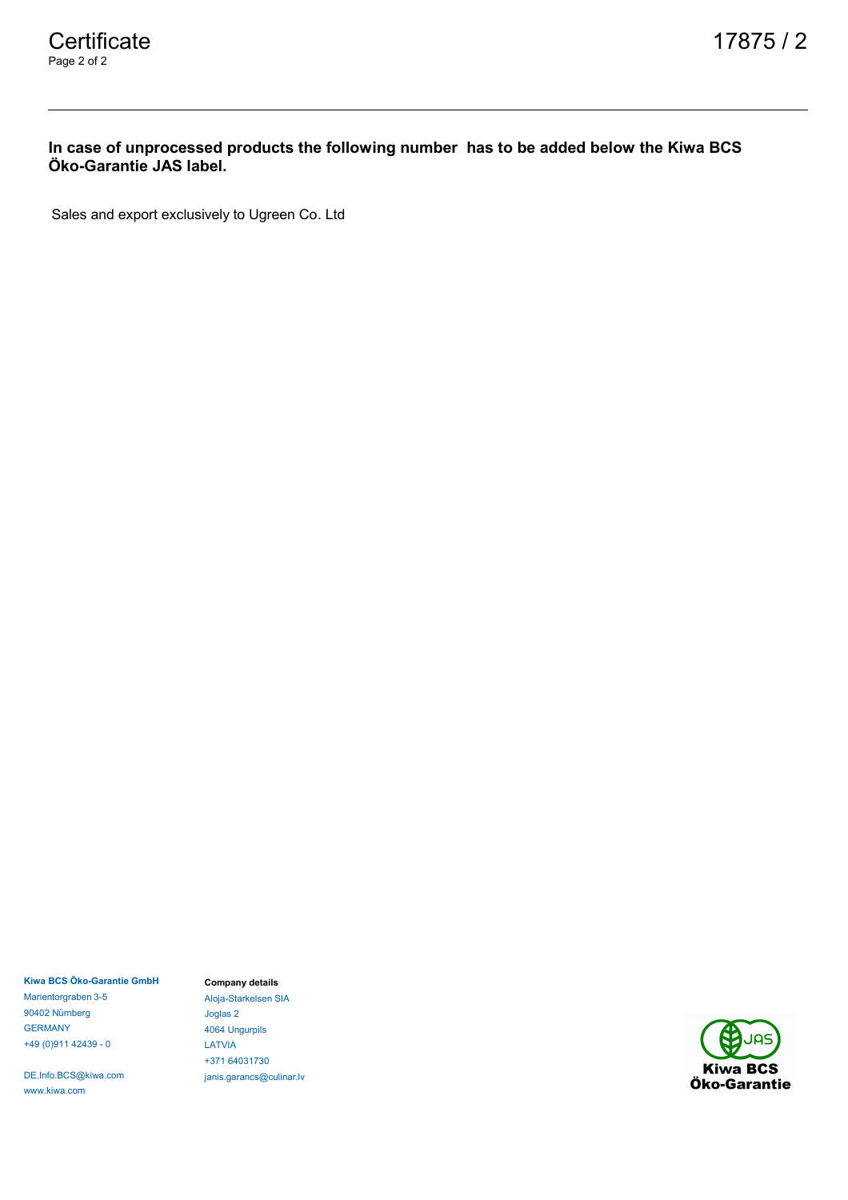**In case of unprocessed products the following number has to be added below the Kiwa BCS Öko-Garantie JAS label.**

Sales and export exclusively to Ugreen Co. Ltd

**Kiwa BCS Öko-Garantie GmbH**
Marientorgraben 3-5
90402 Nürnberg
GERMANY
+49 (0)911 42439 - 0

DE.Info.BCS@kiwa.com
www.kiwa.com

**Company details**
Aloja-Starkelsen SIA
Joglas 2
4064 Ungurpils
LATVIA
+371 64031730
janis.garancs@culinar.lv

Kiwa BCS
Öko-Garantie